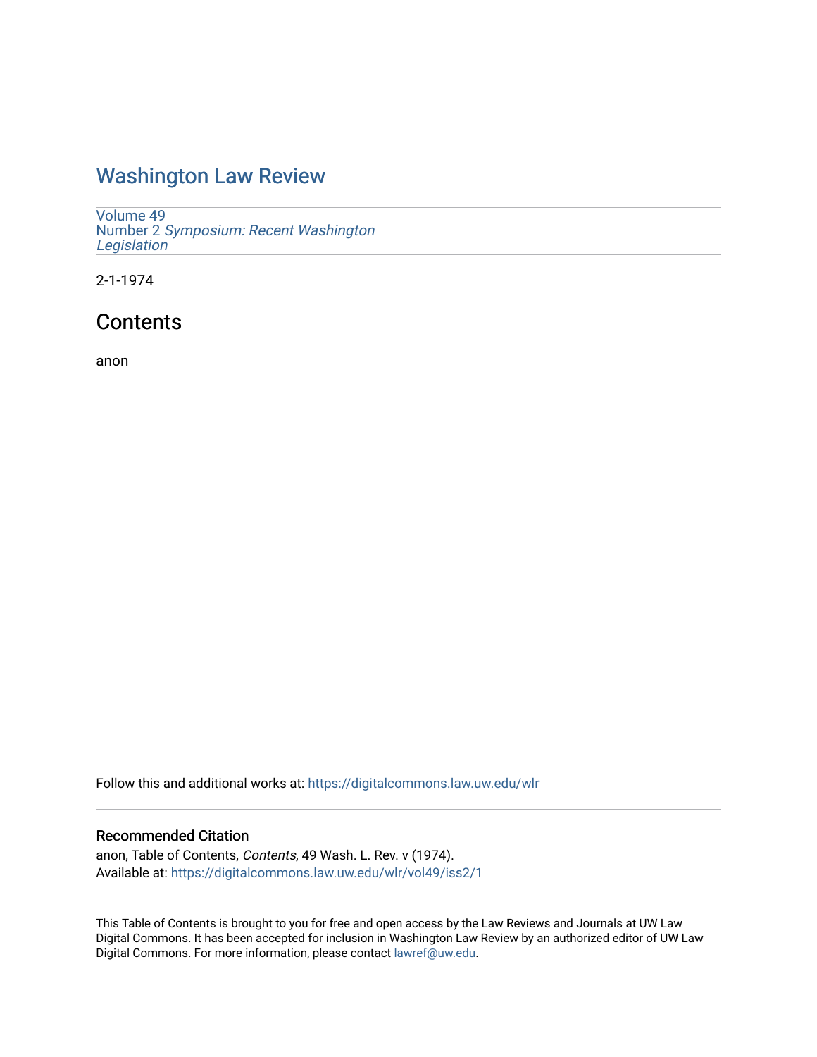# Washington Law Review

Volume 49
Number 2 *Symposium: Recent Washington Legislation*

2-1-1974

## Contents

anon

Follow this and additional works at: https://digitalcommons.law.uw.edu/wlr

### Recommended Citation

anon, Table of Contents, *Contents*, 49 Wash. L. Rev. v (1974).
Available at: https://digitalcommons.law.uw.edu/wlr/vol49/iss2/1

This Table of Contents is brought to you for free and open access by the Law Reviews and Journals at UW Law Digital Commons. It has been accepted for inclusion in Washington Law Review by an authorized editor of UW Law Digital Commons. For more information, please contact lawref@uw.edu.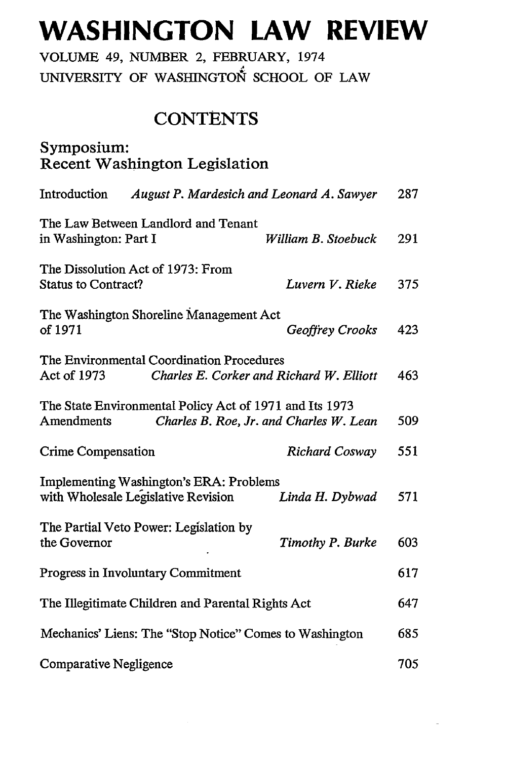# WASHINGTON LAW REVIEW

VOLUME 49, NUMBER 2, FEBRUARY, 1974
UNIVERSITY OF WASHINGTON SCHOOL OF LAW

## CONTENTS

### Symposium: Recent Washington Legislation

| | | |
|---|---|---|
| Introduction | *August P. Mardesich and Leonard A. Sawyer* | 287 |
| The Law Between Landlord and Tenant in Washington: Part I | *William B. Stoebuck* | 291 |
| The Dissolution Act of 1973: From Status to Contract? | *Luvern V. Rieke* | 375 |
| The Washington Shoreline Management Act of 1971 | *Geoffrey Crooks* | 423 |
| The Environmental Coordination Procedures Act of 1973 | *Charles E. Corker and Richard W. Elliott* | 463 |
| The State Environmental Policy Act of 1971 and Its 1973 Amendments | *Charles B. Roe, Jr. and Charles W. Lean* | 509 |
| Crime Compensation | *Richard Cosway* | 551 |
| Implementing Washington's ERA: Problems with Wholesale Legislative Revision | *Linda H. Dybwad* | 571 |
| The Partial Veto Power: Legislation by the Governor | *Timothy P. Burke* | 603 |
| Progress in Involuntary Commitment | | 617 |
| The Illegitimate Children and Parental Rights Act | | 647 |
| Mechanics' Liens: The "Stop Notice" Comes to Washington | | 685 |
| Comparative Negligence | | 705 |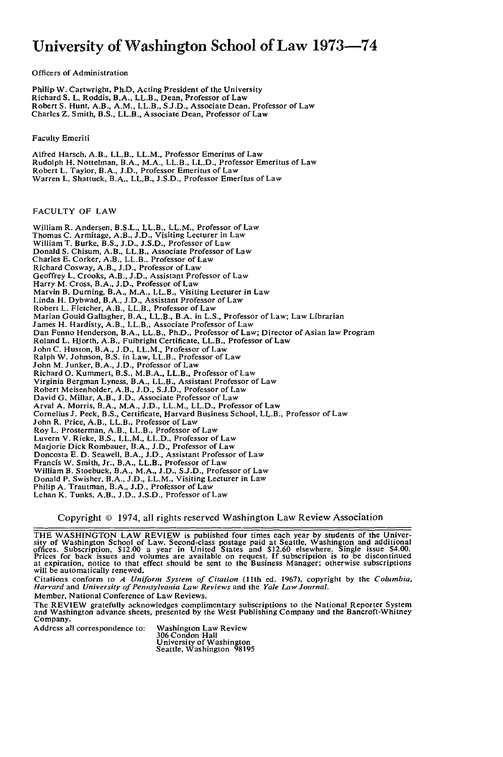# University of Washington School of Law 1973—74

Officers of Administration

Philip W. Cartwright, Ph.D, Acting President of the University
Richard S. L. Roddis, B.A., LL.B., Dean, Professor of Law
Robert S. Hunt, A.B., A.M., LL.B., S.J.D., Associate Dean, Professor of Law
Charles Z. Smith, B.S., LL.B., Associate Dean, Professor of Law

Faculty Emeriti

Alfred Harsch, A.B., LL.B., LL.M., Professor Emeritus of Law
Rudolph H. Nottelman, B.A., M.A., LL.B., LL.D., Professor Emeritus of Law
Robert L. Taylor, B.A., J.D., Professor Emeritus of Law
Warren L. Shattuck, B.A., LL.B., J.S.D., Professor Emeritus of Law

FACULTY OF LAW

William R. Andersen, B.S.L., LL.B., LL.M., Professor of Law
Thomas C. Armitage, A.B., J.D., Visiting Lecturer in Law
William T. Burke, B.S., J.D., J.S.D., Professor of Law
Donald S. Chisum, A.B., LL.B., Associate Professor of Law
Charles E. Corker, A.B., LL.B., Professor of Law
Richard Cosway, A.B., J.D., Professor of Law
Geoffrey L. Crooks, A.B., J.D., Assistant Professor of Law
Harry M. Cross, B.A., J.D., Professor of Law
Marvin B. Durning, B.A., M.A., LL.B., Visiting Lecturer in Law
Linda H. Dybwad, B.A., J.D., Assistant Professor of Law
Robert L. Fletcher, A.B., LL.B., Professor of Law
Marian Gould Gallagher, B.A., LL.B., B.A. in L.S., Professor of Law; Law Librarian
James H. Hardisty, A.B., LL.B., Associate Professor of Law
Dan Fenno Henderson, B.A., LL.B., Ph.D., Professor of Law; Director of Asian law Program
Roland L. Hjorth, A.B., Fulbright Certificate, LL.B., Professor of Law
John C. Huston, B.A., J.D., LL.M., Professor of Law
Ralph W. Johnson, B.S. in Law, LL.B., Professor of Law
John M. Junker, B.A., J.D., Professor of Law
Richard O. Kummert, B.S., M.B.A., LL.B., Professor of Law
Virginia Bergman Lyness, B.A., LL.B., Assistant Professor of Law
Robert Meisenholder, A.B., J.D., S.J.D., Professor of Law
David G. Millar, A.B., J.D., Associate Professor of Law
Arval A. Morris, B.A., M.A., J.D., LL.M., LL.D., Professor of Law
Cornelius J. Peck, B.S., Certificate, Harvard Business School, LL.B., Professor of Law
John R. Price, A.B., LL.B., Professor of Law
Roy L. Prosterman, A.B., LL.B., Professor of Law
Luvern V. Rieke, B.S., LL.M., LL.D., Professor of Law
Marjorie Dick Rombauer, B.A., J.D., Professor of Law
Doncosta E. D. Seawell, B.A., J.D., Assistant Professor of Law
Francis W. Smith, Jr., B.A., LL.B., Professor of Law
William B. Stoebuck, B.A., M.A., J.D., S.J.D., Professor of Law
Donald P. Swisher, B.A., J.D., LL.M., Visiting Lecturer in Law
Philip A. Trautman, B.A., J.D., Professor of Law
Lehan K. Tunks, A.B., J.D., J.S.D., Professor of Law

Copyright © 1974, all rights reserved Washington Law Review Association

THE WASHINGTON LAW REVIEW is published four times each year by students of the University of Washington School of Law. Second-class postage paid at Seattle, Washington and additional offices. Subscription, $12.00 a year in United States and $12.60 elsewhere. Single issue $4.00. Prices for back issues and volumes are available on request. If subscription is to be discontinued at expiration, notice to that effect should be sent to the Business Manager; otherwise subscriptions will be automatically renewed.

Citations conform to *A Uniform System of Citation* (11th ed. 1967), copyright by the *Columbia, Harvard* and *University of Pennsylvania Law Reviews* and the *Yale Law Journal.*

Member, National Conference of Law Reviews.

The REVIEW gratefully acknowledges complimentary subscriptions to the National Reporter System and Washington advance sheets, presented by the West Publishing Company and the Bancroft-Whitney Company.

Address all correspondence to: Washington Law Review
306 Condon Hall
University of Washington
Seattle, Washington 98195